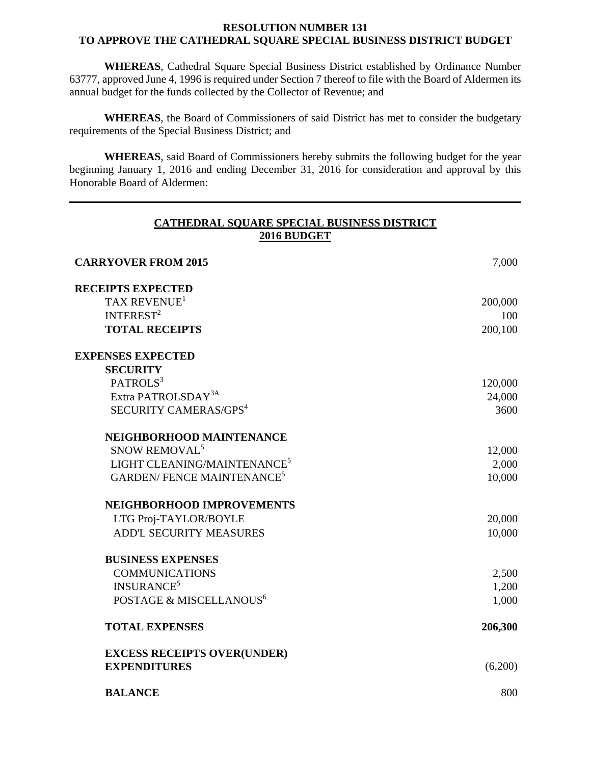**RESOLUTION NUMBER 131**
**TO APPROVE THE CATHEDRAL SQUARE SPECIAL BUSINESS DISTRICT BUDGET**

**WHEREAS**, Cathedral Square Special Business District established by Ordinance Number 63777, approved June 4, 1996 is required under Section 7 thereof to file with the Board of Aldermen its annual budget for the funds collected by the Collector of Revenue; and

**WHEREAS**, the Board of Commissioners of said District has met to consider the budgetary requirements of the Special Business District; and

**WHEREAS**, said Board of Commissioners hereby submits the following budget for the year beginning January 1, 2016 and ending December 31, 2016 for consideration and approval by this Honorable Board of Aldermen:

---

**CATHEDRAL SQUARE SPECIAL BUSINESS DISTRICT**
**2016 BUDGET**

| | |
|---|---|
| **CARRYOVER FROM 2015** | 7,000 |
| **RECEIPTS EXPECTED** | |
| TAX REVENUE[1] | 200,000 |
| INTEREST[2] | 100 |
| **TOTAL RECEIPTS** | 200,100 |
| **EXPENSES EXPECTED** | |
| **SECURITY** | |
| PATROLS[3] | 120,000 |
| Extra PATROLSDAY[3A] | 24,000 |
| SECURITY CAMERAS/GPS[4] | 3600 |
| **NEIGHBORHOOD MAINTENANCE** | |
| SNOW REMOVAL[5] | 12,000 |
| LIGHT CLEANING/MAINTENANCE[5] | 2,000 |
| GARDEN/ FENCE MAINTENANCE[5] | 10,000 |
| **NEIGHBORHOOD IMPROVEMENTS** | |
| LTG Proj-TAYLOR/BOYLE | 20,000 |
| ADD'L SECURITY MEASURES | 10,000 |
| **BUSINESS EXPENSES** | |
| COMMUNICATIONS | 2,500 |
| INSURANCE[5] | 1,200 |
| POSTAGE & MISCELLANOUS[6] | 1,000 |
| **TOTAL EXPENSES** | **206,300** |
| **EXCESS RECEIPTS OVER(UNDER) EXPENDITURES** | (6,200) |
| **BALANCE** | 800 |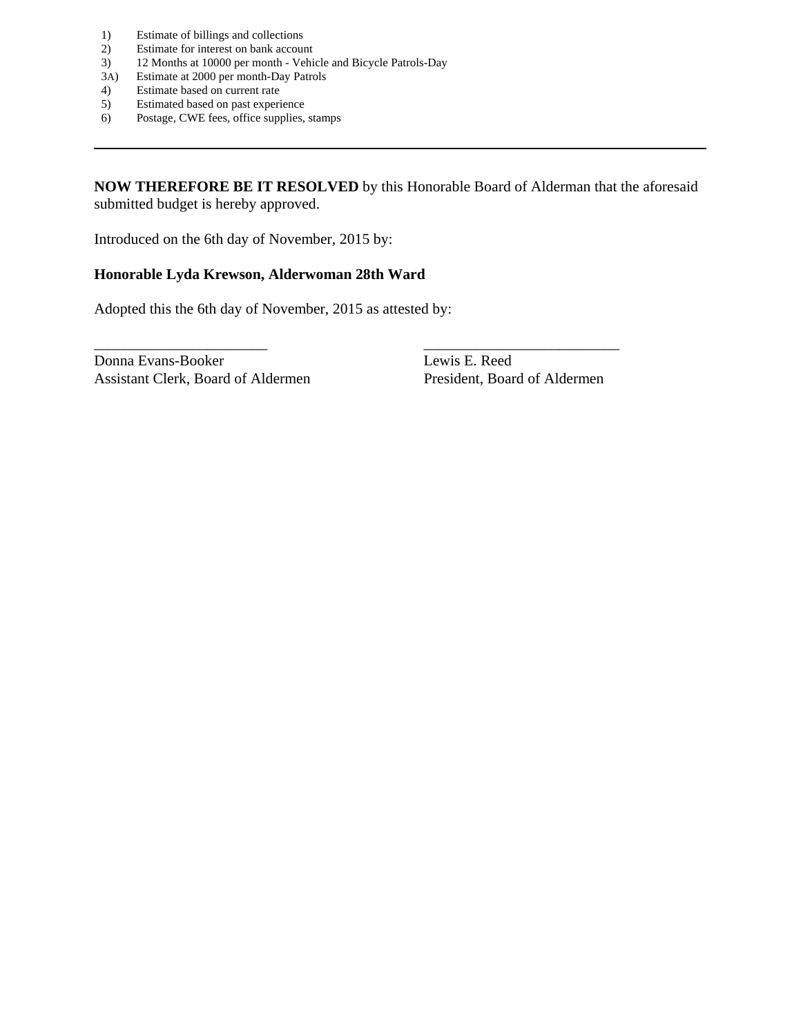1) Estimate of billings and collections
2) Estimate for interest on bank account
3) 12 Months at 10000 per month - Vehicle and Bicycle Patrols-Day
3A) Estimate at 2000 per month-Day Patrols
4) Estimate based on current rate
5) Estimated based on past experience
6) Postage, CWE fees, office supplies, stamps

---

**NOW THEREFORE BE IT RESOLVED** by this Honorable Board of Alderman that the aforesaid submitted budget is hereby approved.

Introduced on the 6th day of November, 2015 by:

**Honorable Lyda Krewson, Alderwoman 28th Ward**

Adopted this the 6th day of November, 2015 as attested by:

_______________________
Donna Evans-Booker
Assistant Clerk, Board of Aldermen

__________________________
Lewis E. Reed
President, Board of Aldermen